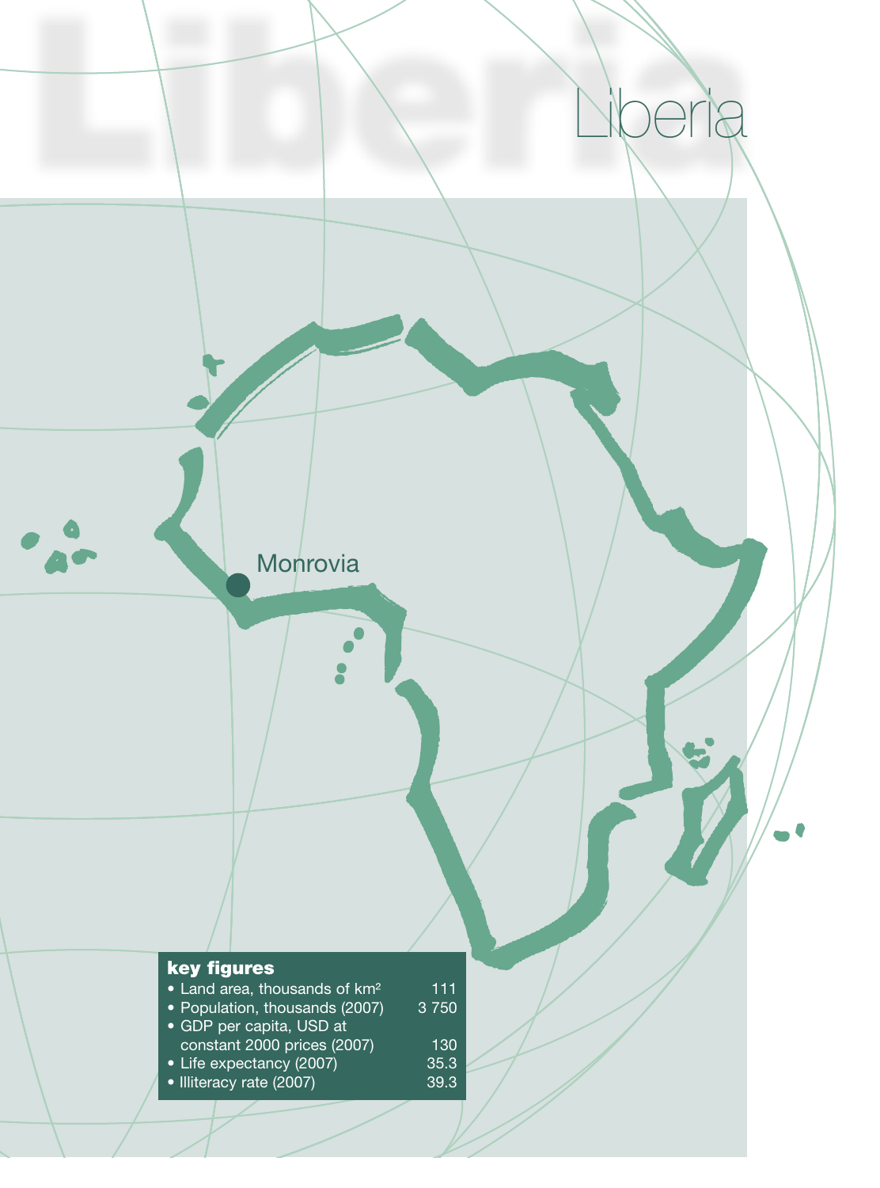# Liberia

Monrovia

**key figures**

| | |
|---|---|
| • Land area, thousands of km² | 111 |
| • Population, thousands (2007) | 3 750 |
| • GDP per capita, USD at constant 2000 prices (2007) | 130 |
| • Life expectancy (2007) | 35.3 |
| • Illiteracy rate (2007) | 39.3 |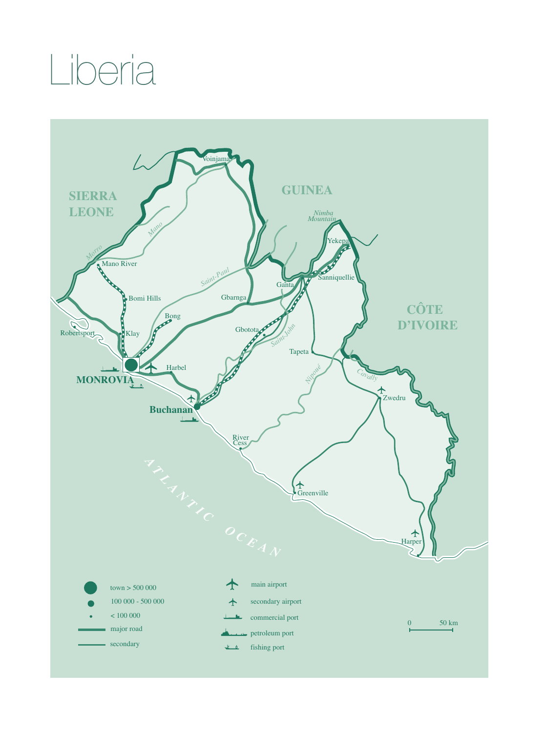# Liberia

SIERRA LEONE

GUINEA

CÔTE D'IVOIRE

ATLANTIC OCEAN

Voinjama, Nimba Mountain, Yekepa, Mano, Morro, Mano River, Saint-Paul, Ganta, Sanniquellie, Bomi Hills, Gbarnga, Bong, Robertsport, Klay, Gbotota, Saint-John, Tapeta, MONROVIA, Harbel, Nipoué, Cavally, Zwedru, Buchanan, River Cess, Greenville, Harper

- town > 500 000
- 100 000 - 500 000
- < 100 000
- major road
- secondary
- main airport
- secondary airport
- commercial port
- petroleum port
- fishing port

0 50 km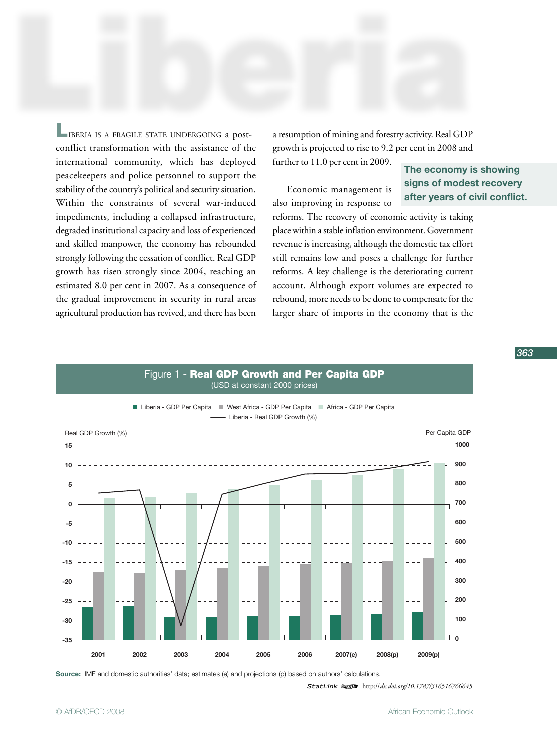# Liberia

LIBERIA IS A FRAGILE STATE UNDERGOING a post-conflict transformation with the assistance of the international community, which has deployed peacekeepers and police personnel to support the stability of the country's political and security situation. Within the constraints of several war-induced impediments, including a collapsed infrastructure, degraded institutional capacity and loss of experienced and skilled manpower, the economy has rebounded strongly following the cessation of conflict. Real GDP growth has risen strongly since 2004, reaching an estimated 8.0 per cent in 2007. As a consequence of the gradual improvement in security in rural areas agricultural production has revived, and there has been a resumption of mining and forestry activity. Real GDP growth is projected to rise to 9.2 per cent in 2008 and further to 11.0 per cent in 2009.

**The economy is showing signs of modest recovery after years of civil conflict.**

Economic management is also improving in response to reforms. The recovery of economic activity is taking place within a stable inflation environment. Government revenue is increasing, although the domestic tax effort still remains low and poses a challenge for further reforms. A key challenge is the deteriorating current account. Although export volumes are expected to rebound, more needs to be done to compensate for the larger share of imports in the economy that is the

Figure 1 - **Real GDP Growth and Per Capita GDP**
(USD at constant 2000 prices)

Legend: Liberia - GDP Per Capita; West Africa - GDP Per Capita; Africa - GDP Per Capita; Liberia - Real GDP Growth (%)

Left axis: Real GDP Growth (%) (-35 to 15); Right axis: Per Capita GDP (0 to 1000); Years: 2001, 2002, 2003, 2004, 2005, 2006, 2007(e), 2008(p), 2009(p)

**Source:** IMF and domestic authorities' data; estimates (e) and projections (p) based on authors' calculations.

StatLink http://dx.doi.org/10.1787/316516766645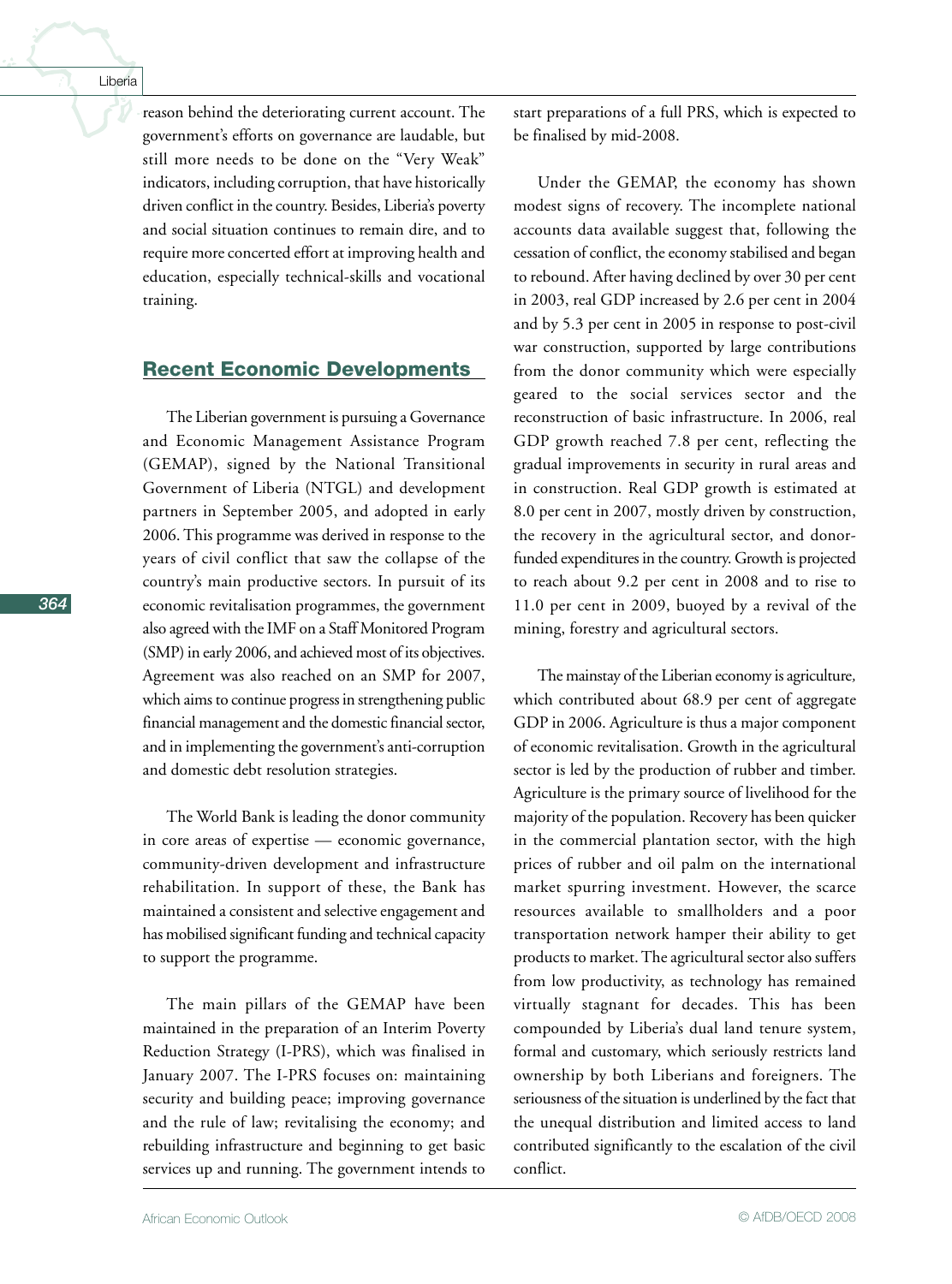reason behind the deteriorating current account. The government's efforts on governance are laudable, but still more needs to be done on the "Very Weak" indicators, including corruption, that have historically driven conflict in the country. Besides, Liberia's poverty and social situation continues to remain dire, and to require more concerted effort at improving health and education, especially technical-skills and vocational training.

## Recent Economic Developments

The Liberian government is pursuing a Governance and Economic Management Assistance Program (GEMAP), signed by the National Transitional Government of Liberia (NTGL) and development partners in September 2005, and adopted in early 2006. This programme was derived in response to the years of civil conflict that saw the collapse of the country's main productive sectors. In pursuit of its economic revitalisation programmes, the government also agreed with the IMF on a Staff Monitored Program (SMP) in early 2006, and achieved most of its objectives. Agreement was also reached on an SMP for 2007, which aims to continue progress in strengthening public financial management and the domestic financial sector, and in implementing the government's anti-corruption and domestic debt resolution strategies.

The World Bank is leading the donor community in core areas of expertise — economic governance, community-driven development and infrastructure rehabilitation. In support of these, the Bank has maintained a consistent and selective engagement and has mobilised significant funding and technical capacity to support the programme.

The main pillars of the GEMAP have been maintained in the preparation of an Interim Poverty Reduction Strategy (I-PRS), which was finalised in January 2007. The I-PRS focuses on: maintaining security and building peace; improving governance and the rule of law; revitalising the economy; and rebuilding infrastructure and beginning to get basic services up and running. The government intends to start preparations of a full PRS, which is expected to be finalised by mid-2008.

Under the GEMAP, the economy has shown modest signs of recovery. The incomplete national accounts data available suggest that, following the cessation of conflict, the economy stabilised and began to rebound. After having declined by over 30 per cent in 2003, real GDP increased by 2.6 per cent in 2004 and by 5.3 per cent in 2005 in response to post-civil war construction, supported by large contributions from the donor community which were especially geared to the social services sector and the reconstruction of basic infrastructure. In 2006, real GDP growth reached 7.8 per cent, reflecting the gradual improvements in security in rural areas and in construction. Real GDP growth is estimated at 8.0 per cent in 2007, mostly driven by construction, the recovery in the agricultural sector, and donor-funded expenditures in the country. Growth is projected to reach about 9.2 per cent in 2008 and to rise to 11.0 per cent in 2009, buoyed by a revival of the mining, forestry and agricultural sectors.

The mainstay of the Liberian economy is agriculture, which contributed about 68.9 per cent of aggregate GDP in 2006. Agriculture is thus a major component of economic revitalisation. Growth in the agricultural sector is led by the production of rubber and timber. Agriculture is the primary source of livelihood for the majority of the population. Recovery has been quicker in the commercial plantation sector, with the high prices of rubber and oil palm on the international market spurring investment. However, the scarce resources available to smallholders and a poor transportation network hamper their ability to get products to market. The agricultural sector also suffers from low productivity, as technology has remained virtually stagnant for decades. This has been compounded by Liberia's dual land tenure system, formal and customary, which seriously restricts land ownership by both Liberians and foreigners. The seriousness of the situation is underlined by the fact that the unequal distribution and limited access to land contributed significantly to the escalation of the civil conflict.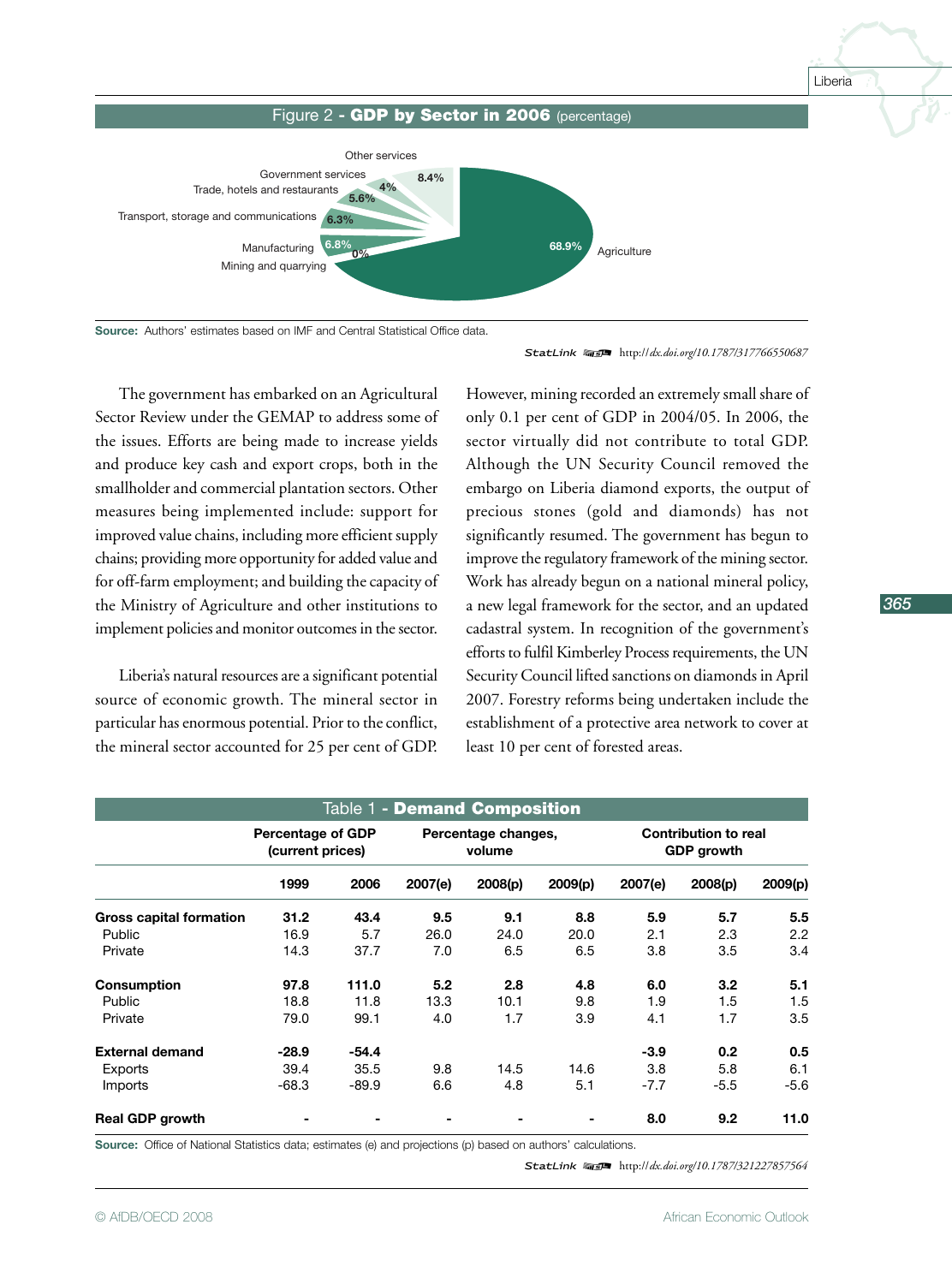Figure 2 - **GDP by Sector in 2006** (percentage)

Source: Authors' estimates based on IMF and Central Statistical Office data.

StatLink http://dx.doi.org/10.1787/317766550687

The government has embarked on an Agricultural Sector Review under the GEMAP to address some of the issues. Efforts are being made to increase yields and produce key cash and export crops, both in the smallholder and commercial plantation sectors. Other measures being implemented include: support for improved value chains, including more efficient supply chains; providing more opportunity for added value and for off-farm employment; and building the capacity of the Ministry of Agriculture and other institutions to implement policies and monitor outcomes in the sector.

Liberia's natural resources are a significant potential source of economic growth. The mineral sector in particular has enormous potential. Prior to the conflict, the mineral sector accounted for 25 per cent of GDP. However, mining recorded an extremely small share of only 0.1 per cent of GDP in 2004/05. In 2006, the sector virtually did not contribute to total GDP. Although the UN Security Council removed the embargo on Liberia diamond exports, the output of precious stones (gold and diamonds) has not significantly resumed. The government has begun to improve the regulatory framework of the mining sector. Work has already begun on a national mineral policy, a new legal framework for the sector, and an updated cadastral system. In recognition of the government's efforts to fulfil Kimberley Process requirements, the UN Security Council lifted sanctions on diamonds in April 2007. Forestry reforms being undertaken include the establishment of a protective area network to cover at least 10 per cent of forested areas.

Table 1 - **Demand Composition**

| | Percentage of GDP (current prices) | | Percentage changes, volume | | | Contribution to real GDP growth | | |
|---|---|---|---|---|---|---|---|---|
| | 1999 | 2006 | 2007(e) | 2008(p) | 2009(p) | 2007(e) | 2008(p) | 2009(p) |
| **Gross capital formation** | **31.2** | **43.4** | **9.5** | **9.1** | **8.8** | **5.9** | **5.7** | **5.5** |
| Public | 16.9 | 5.7 | 26.0 | 24.0 | 20.0 | 2.1 | 2.3 | 2.2 |
| Private | 14.3 | 37.7 | 7.0 | 6.5 | 6.5 | 3.8 | 3.5 | 3.4 |
| **Consumption** | **97.8** | **111.0** | **5.2** | **2.8** | **4.8** | **6.0** | **3.2** | **5.1** |
| Public | 18.8 | 11.8 | 13.3 | 10.1 | 9.8 | 1.9 | 1.5 | 1.5 |
| Private | 79.0 | 99.1 | 4.0 | 1.7 | 3.9 | 4.1 | 1.7 | 3.5 |
| **External demand** | **-28.9** | **-54.4** | | | | **-3.9** | **0.2** | **0.5** |
| Exports | 39.4 | 35.5 | 9.8 | 14.5 | 14.6 | 3.8 | 5.8 | 6.1 |
| Imports | -68.3 | -89.9 | 6.6 | 4.8 | 5.1 | -7.7 | -5.5 | -5.6 |
| **Real GDP growth** | - | - | - | - | - | **8.0** | **9.2** | **11.0** |

Source: Office of National Statistics data; estimates (e) and projections (p) based on authors' calculations.

StatLink http://dx.doi.org/10.1787/321227857564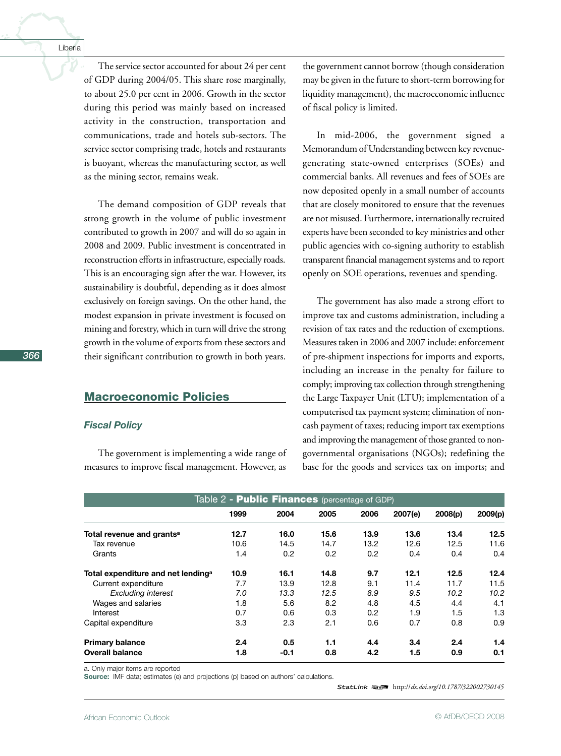The service sector accounted for about 24 per cent of GDP during 2004/05. This share rose marginally, to about 25.0 per cent in 2006. Growth in the sector during this period was mainly based on increased activity in the construction, transportation and communications, trade and hotels sub-sectors. The service sector comprising trade, hotels and restaurants is buoyant, whereas the manufacturing sector, as well as the mining sector, remains weak.

The demand composition of GDP reveals that strong growth in the volume of public investment contributed to growth in 2007 and will do so again in 2008 and 2009. Public investment is concentrated in reconstruction efforts in infrastructure, especially roads. This is an encouraging sign after the war. However, its sustainability is doubtful, depending as it does almost exclusively on foreign savings. On the other hand, the modest expansion in private investment is focused on mining and forestry, which in turn will drive the strong growth in the volume of exports from these sectors and their significant contribution to growth in both years.

## Macroeconomic Policies

### *Fiscal Policy*

The government is implementing a wide range of measures to improve fiscal management. However, as the government cannot borrow (though consideration may be given in the future to short-term borrowing for liquidity management), the macroeconomic influence of fiscal policy is limited.

In mid-2006, the government signed a Memorandum of Understanding between key revenue-generating state-owned enterprises (SOEs) and commercial banks. All revenues and fees of SOEs are now deposited openly in a small number of accounts that are closely monitored to ensure that the revenues are not misused. Furthermore, internationally recruited experts have been seconded to key ministries and other public agencies with co-signing authority to establish transparent financial management systems and to report openly on SOE operations, revenues and spending.

The government has also made a strong effort to improve tax and customs administration, including a revision of tax rates and the reduction of exemptions. Measures taken in 2006 and 2007 include: enforcement of pre-shipment inspections for imports and exports, including an increase in the penalty for failure to comply; improving tax collection through strengthening the Large Taxpayer Unit (LTU); implementation of a computerised tax payment system; elimination of non-cash payment of taxes; reducing import tax exemptions and improving the management of those granted to non-governmental organisations (NGOs); redefining the base for the goods and services tax on imports; and

Table 2 - **Public Finances** (percentage of GDP)

| | 1999 | 2004 | 2005 | 2006 | 2007(e) | 2008(p) | 2009(p) |
|---|---|---|---|---|---|---|---|
| **Total revenue and grants**[a] | **12.7** | **16.0** | **15.6** | **13.9** | **13.6** | **13.4** | **12.5** |
| Tax revenue | 10.6 | 14.5 | 14.7 | 13.2 | 12.6 | 12.5 | 11.6 |
| Grants | 1.4 | 0.2 | 0.2 | 0.2 | 0.4 | 0.4 | 0.4 |
| **Total expenditure and net lending**[a] | **10.9** | **16.1** | **14.8** | **9.7** | **12.1** | **12.5** | **12.4** |
| Current expenditure | 7.7 | 13.9 | 12.8 | 9.1 | 11.4 | 11.7 | 11.5 |
| *Excluding interest* | *7.0* | *13.3* | *12.5* | *8.9* | *9.5* | *10.2* | *10.2* |
| Wages and salaries | 1.8 | 5.6 | 8.2 | 4.8 | 4.5 | 4.4 | 4.1 |
| Interest | 0.7 | 0.6 | 0.3 | 0.2 | 1.9 | 1.5 | 1.3 |
| Capital expenditure | 3.3 | 2.3 | 2.1 | 0.6 | 0.7 | 0.8 | 0.9 |
| **Primary balance** | **2.4** | **0.5** | **1.1** | **4.4** | **3.4** | **2.4** | **1.4** |
| **Overall balance** | **1.8** | **-0.1** | **0.8** | **4.2** | **1.5** | **0.9** | **0.1** |

a. Only major items are reported

**Source:** IMF data; estimates (e) and projections (p) based on authors' calculations.

StatLink http://dx.doi.org/10.1787/322002730145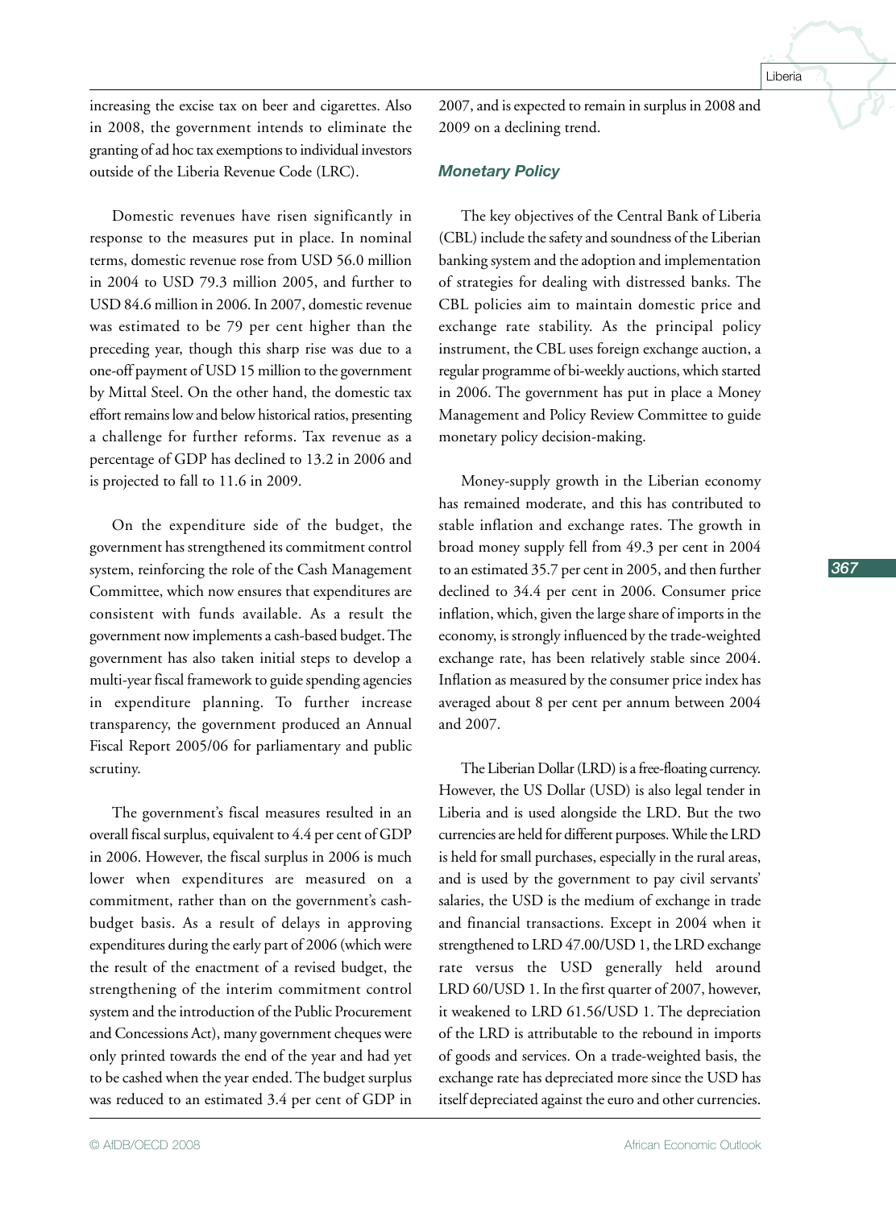increasing the excise tax on beer and cigarettes. Also in 2008, the government intends to eliminate the granting of ad hoc tax exemptions to individual investors outside of the Liberia Revenue Code (LRC).

Domestic revenues have risen significantly in response to the measures put in place. In nominal terms, domestic revenue rose from USD 56.0 million in 2004 to USD 79.3 million 2005, and further to USD 84.6 million in 2006. In 2007, domestic revenue was estimated to be 79 per cent higher than the preceding year, though this sharp rise was due to a one-off payment of USD 15 million to the government by Mittal Steel. On the other hand, the domestic tax effort remains low and below historical ratios, presenting a challenge for further reforms. Tax revenue as a percentage of GDP has declined to 13.2 in 2006 and is projected to fall to 11.6 in 2009.

On the expenditure side of the budget, the government has strengthened its commitment control system, reinforcing the role of the Cash Management Committee, which now ensures that expenditures are consistent with funds available. The government now implements a cash-based budget. The government has also taken initial steps to develop a multi-year fiscal framework to guide spending agencies in expenditure planning. To further increase transparency, the government produced an Annual Fiscal Report 2005/06 for parliamentary and public scrutiny.

The government's fiscal measures resulted in an overall fiscal surplus, equivalent to 4.4 per cent of GDP in 2006. However, the fiscal surplus in 2006 is much lower when expenditures are measured on a commitment, rather than on the government's cash-budget basis. As a result of delays in approving expenditures during the early part of 2006 (which were the result of the enactment of a revised budget, the strengthening of the interim commitment control system and the introduction of the Public Procurement and Concessions Act), many government cheques were only printed towards the end of the year and had yet to be cashed when the year ended. The budget surplus was reduced to an estimated 3.4 per cent of GDP in 2007, and is expected to remain in surplus in 2008 and 2009 on a declining trend.

### *Monetary Policy*

The key objectives of the Central Bank of Liberia (CBL) include the safety and soundness of the Liberian banking system and the adoption and implementation of strategies for dealing with distressed banks. The CBL policies aim to maintain domestic price and exchange rate stability. As the principal policy instrument, the CBL uses foreign exchange auction, a regular programme of bi-weekly auctions, which started in 2006. The government has put in place a Money Management and Policy Review Committee to guide monetary policy decision-making.

Money-supply growth in the Liberian economy has remained moderate, and this has contributed to stable inflation and exchange rates. The growth in broad money supply fell from 49.3 per cent in 2004 to an estimated 35.7 per cent in 2005, and then further declined to 34.4 per cent in 2006. Consumer price inflation, which, given the large share of imports in the economy, is strongly influenced by the trade-weighted exchange rate, has been relatively stable since 2004. Inflation as measured by the consumer price index has averaged about 8 per cent per annum between 2004 and 2007.

The Liberian Dollar (LRD) is a free-floating currency. However, the US Dollar (USD) is also legal tender in Liberia and is used alongside the LRD. But the two currencies are held for different purposes. While the LRD is held for small purchases, especially in the rural areas, and is used by the government to pay civil servants' salaries, the USD is the medium of exchange in trade and financial transactions. Except in 2004 when it strengthened to LRD 47.00/USD 1, the LRD exchange rate versus the USD generally held around LRD 60/USD 1. In the first quarter of 2007, however, it weakened to LRD 61.56/USD 1. The depreciation of the LRD is attributable to the rebound in imports of goods and services. On a trade-weighted basis, the exchange rate has depreciated more since the USD has itself depreciated against the euro and other currencies.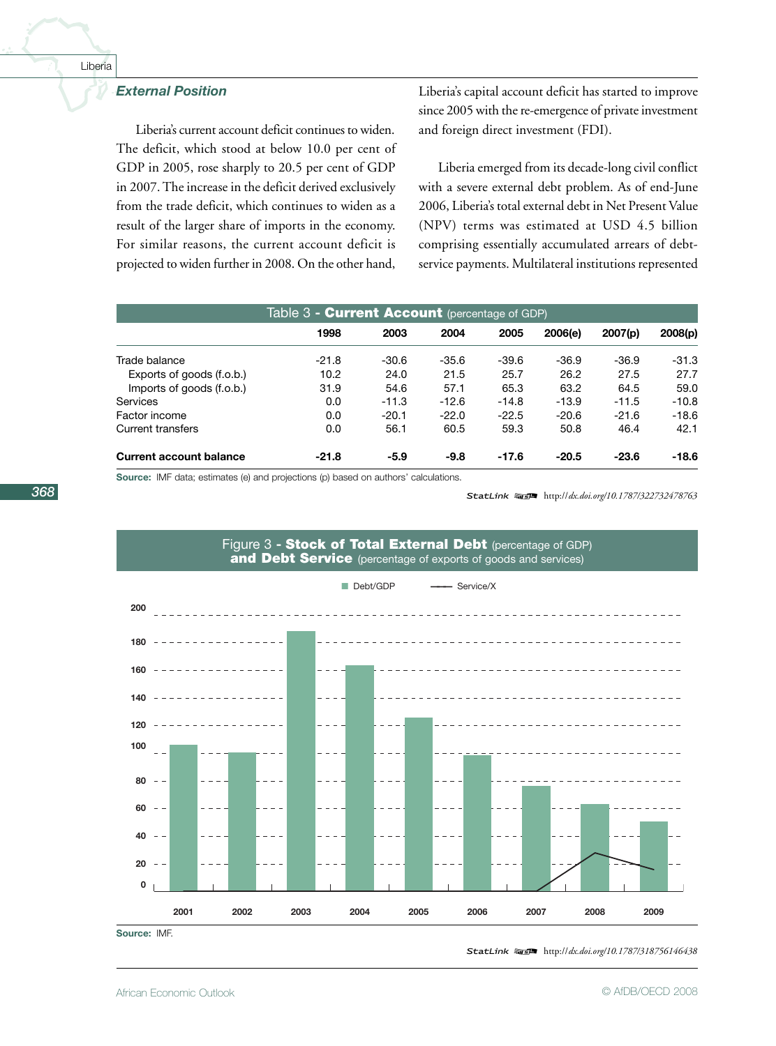### External Position

Liberia's current account deficit continues to widen. The deficit, which stood at below 10.0 per cent of GDP in 2005, rose sharply to 20.5 per cent of GDP in 2007. The increase in the deficit derived exclusively from the trade deficit, which continues to widen as a result of the larger share of imports in the economy. For similar reasons, the current account deficit is projected to widen further in 2008. On the other hand, Liberia's capital account deficit has started to improve since 2005 with the re-emergence of private investment and foreign direct investment (FDI).

Liberia emerged from its decade-long civil conflict with a severe external debt problem. As of end-June 2006, Liberia's total external debt in Net Present Value (NPV) terms was estimated at USD 4.5 billion comprising essentially accumulated arrears of debt-service payments. Multilateral institutions represented

Table 3 - **Current Account** (percentage of GDP)

| | 1998 | 2003 | 2004 | 2005 | 2006(e) | 2007(p) | 2008(p) |
|---|---|---|---|---|---|---|---|
| Trade balance | -21.8 | -30.6 | -35.6 | -39.6 | -36.9 | -36.9 | -31.3 |
| Exports of goods (f.o.b.) | 10.2 | 24.0 | 21.5 | 25.7 | 26.2 | 27.5 | 27.7 |
| Imports of goods (f.o.b.) | 31.9 | 54.6 | 57.1 | 65.3 | 63.2 | 64.5 | 59.0 |
| Services | 0.0 | -11.3 | -12.6 | -14.8 | -13.9 | -11.5 | -10.8 |
| Factor income | 0.0 | -20.1 | -22.0 | -22.5 | -20.6 | -21.6 | -18.6 |
| Current transfers | 0.0 | 56.1 | 60.5 | 59.3 | 50.8 | 46.4 | 42.1 |
| **Current account balance** | **-21.8** | **-5.9** | **-9.8** | **-17.6** | **-20.5** | **-23.6** | **-18.6** |

**Source:** IMF data; estimates (e) and projections (p) based on authors' calculations.

StatLink http://dx.doi.org/10.1787/322732478763

Figure 3 - **Stock of Total External Debt** (percentage of GDP) **and Debt Service** (percentage of exports of goods and services)

**Source:** IMF.

StatLink http://dx.doi.org/10.1787/318756146438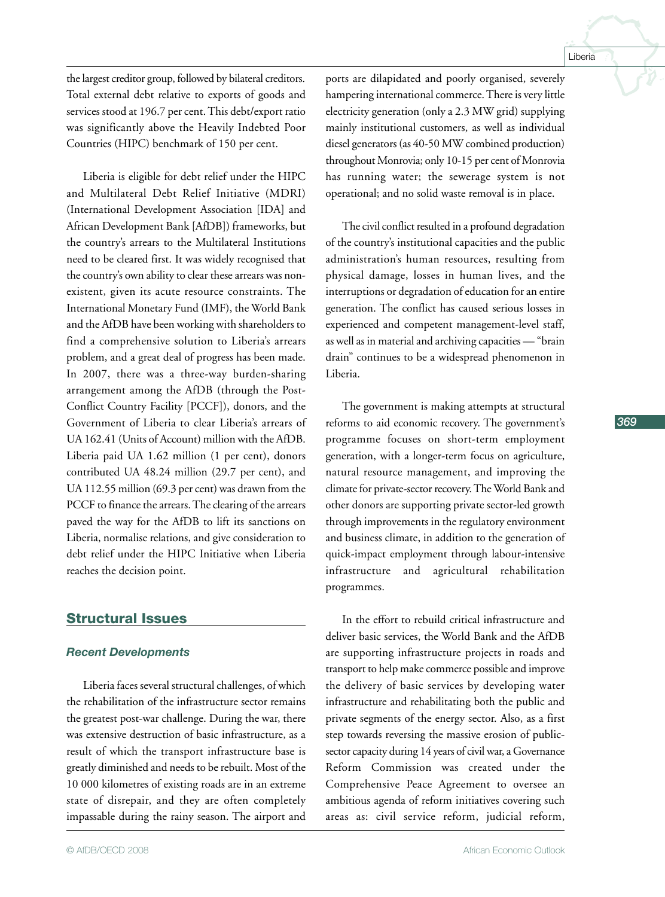the largest creditor group, followed by bilateral creditors. Total external debt relative to exports of goods and services stood at 196.7 per cent. This debt/export ratio was significantly above the Heavily Indebted Poor Countries (HIPC) benchmark of 150 per cent.

Liberia is eligible for debt relief under the HIPC and Multilateral Debt Relief Initiative (MDRI) (International Development Association [IDA] and African Development Bank [AfDB]) frameworks, but the country's arrears to the Multilateral Institutions need to be cleared first. It was widely recognised that the country's own ability to clear these arrears was non-existent, given its acute resource constraints. The International Monetary Fund (IMF), the World Bank and the AfDB have been working with shareholders to find a comprehensive solution to Liberia's arrears problem, and a great deal of progress has been made. In 2007, there was a three-way burden-sharing arrangement among the AfDB (through the Post-Conflict Country Facility [PCCF]), donors, and the Government of Liberia to clear Liberia's arrears of UA 162.41 (Units of Account) million with the AfDB. Liberia paid UA 1.62 million (1 per cent), donors contributed UA 48.24 million (29.7 per cent), and UA 112.55 million (69.3 per cent) was drawn from the PCCF to finance the arrears. The clearing of the arrears paved the way for the AfDB to lift its sanctions on Liberia, normalise relations, and give consideration to debt relief under the HIPC Initiative when Liberia reaches the decision point.

## Structural Issues

### *Recent Developments*

Liberia faces several structural challenges, of which the rehabilitation of the infrastructure sector remains the greatest post-war challenge. During the war, there was extensive destruction of basic infrastructure, as a result of which the transport infrastructure base is greatly diminished and needs to be rebuilt. Most of the 10 000 kilometres of existing roads are in an extreme state of disrepair, and they are often completely impassable during the rainy season. The airport and ports are dilapidated and poorly organised, severely hampering international commerce. There is very little electricity generation (only a 2.3 MW grid) supplying mainly institutional customers, as well as individual diesel generators (as 40-50 MW combined production) throughout Monrovia; only 10-15 per cent of Monrovia has running water; the sewerage system is not operational; and no solid waste removal is in place.

The civil conflict resulted in a profound degradation of the country's institutional capacities and the public administration's human resources, resulting from physical damage, losses in human lives, and the interruptions or degradation of education for an entire generation. The conflict has caused serious losses in experienced and competent management-level staff, as well as in material and archiving capacities — "brain drain" continues to be a widespread phenomenon in Liberia.

The government is making attempts at structural reforms to aid economic recovery. The government's programme focuses on short-term employment generation, with a longer-term focus on agriculture, natural resource management, and improving the climate for private-sector recovery. The World Bank and other donors are supporting private sector-led growth through improvements in the regulatory environment and business climate, in addition to the generation of quick-impact employment through labour-intensive infrastructure and agricultural rehabilitation programmes.

In the effort to rebuild critical infrastructure and deliver basic services, the World Bank and the AfDB are supporting infrastructure projects in roads and transport to help make commerce possible and improve the delivery of basic services by developing water infrastructure and rehabilitating both the public and private segments of the energy sector. Also, as a first step towards reversing the massive erosion of public-sector capacity during 14 years of civil war, a Governance Reform Commission was created under the Comprehensive Peace Agreement to oversee an ambitious agenda of reform initiatives covering such areas as: civil service reform, judicial reform,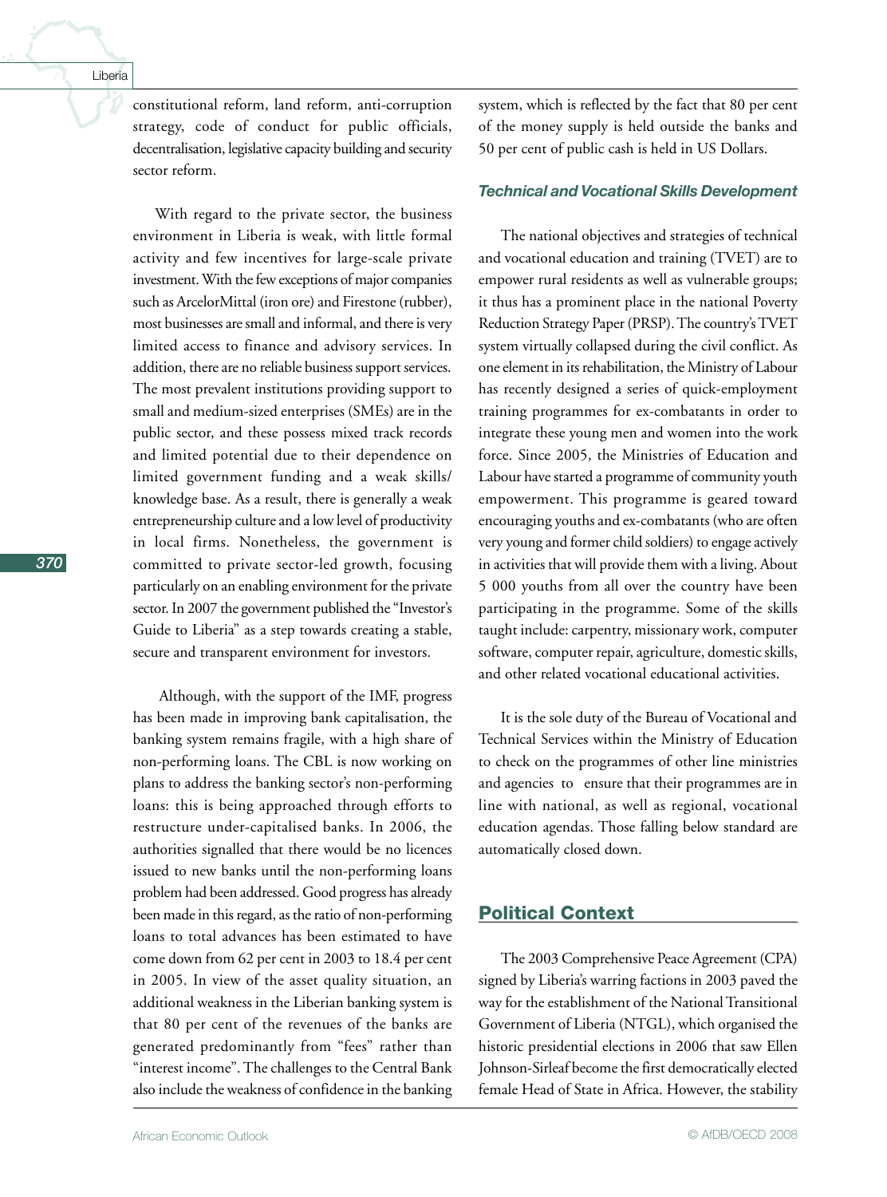constitutional reform, land reform, anti-corruption strategy, code of conduct for public officials, decentralisation, legislative capacity building and security sector reform.

With regard to the private sector, the business environment in Liberia is weak, with little formal activity and few incentives for large-scale private investment. With the few exceptions of major companies such as ArcelorMittal (iron ore) and Firestone (rubber), most businesses are small and informal, and there is very limited access to finance and advisory services. In addition, there are no reliable business support services. The most prevalent institutions providing support to small and medium-sized enterprises (SMEs) are in the public sector, and these possess mixed track records and limited potential due to their dependence on limited government funding and a weak skills/knowledge base. As a result, there is generally a weak entrepreneurship culture and a low level of productivity in local firms. Nonetheless, the government is committed to private sector-led growth, focusing particularly on an enabling environment for the private sector. In 2007 the government published the "Investor's Guide to Liberia" as a step towards creating a stable, secure and transparent environment for investors.

Although, with the support of the IMF, progress has been made in improving bank capitalisation, the banking system remains fragile, with a high share of non-performing loans. The CBL is now working on plans to address the banking sector's non-performing loans: this is being approached through efforts to restructure under-capitalised banks. In 2006, the authorities signalled that there would be no licences issued to new banks until the non-performing loans problem had been addressed. Good progress has already been made in this regard, as the ratio of non-performing loans to total advances has been estimated to have come down from 62 per cent in 2003 to 18.4 per cent in 2005. In view of the asset quality situation, an additional weakness in the Liberian banking system is that 80 per cent of the revenues of the banks are generated predominantly from "fees" rather than "interest income". The challenges to the Central Bank also include the weakness of confidence in the banking system, which is reflected by the fact that 80 per cent of the money supply is held outside the banks and 50 per cent of public cash is held in US Dollars.

### *Technical and Vocational Skills Development*

The national objectives and strategies of technical and vocational education and training (TVET) are to empower rural residents as well as vulnerable groups; it thus has a prominent place in the national Poverty Reduction Strategy Paper (PRSP). The country's TVET system virtually collapsed during the civil conflict. As one element in its rehabilitation, the Ministry of Labour has recently designed a series of quick-employment training programmes for ex-combatants in order to integrate these young men and women into the work force. Since 2005, the Ministries of Education and Labour have started a programme of community youth empowerment. This programme is geared toward encouraging youths and ex-combatants (who are often very young and former child soldiers) to engage actively in activities that will provide them with a living. About 5 000 youths from all over the country have been participating in the programme. Some of the skills taught include: carpentry, missionary work, computer software, computer repair, agriculture, domestic skills, and other related vocational educational activities.

It is the sole duty of the Bureau of Vocational and Technical Services within the Ministry of Education to check on the programmes of other line ministries and agencies to ensure that their programmes are in line with national, as well as regional, vocational education agendas. Those falling below standard are automatically closed down.

## Political Context

The 2003 Comprehensive Peace Agreement (CPA) signed by Liberia's warring factions in 2003 paved the way for the establishment of the National Transitional Government of Liberia (NTGL), which organised the historic presidential elections in 2006 that saw Ellen Johnson-Sirleaf become the first democratically elected female Head of State in Africa. However, the stability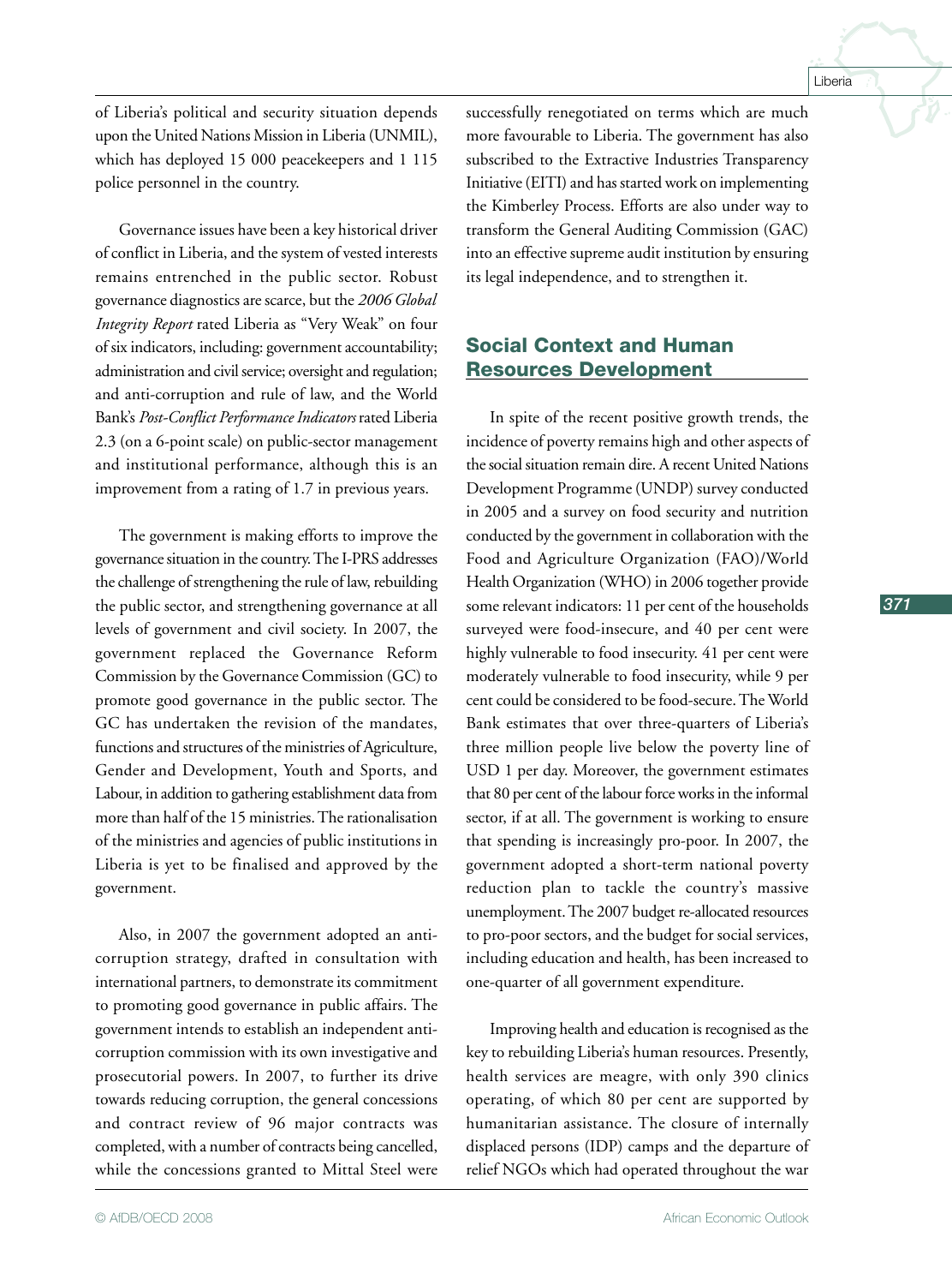of Liberia's political and security situation depends upon the United Nations Mission in Liberia (UNMIL), which has deployed 15 000 peacekeepers and 1 115 police personnel in the country.

Governance issues have been a key historical driver of conflict in Liberia, and the system of vested interests remains entrenched in the public sector. Robust governance diagnostics are scarce, but the *2006 Global Integrity Report* rated Liberia as "Very Weak" on four of six indicators, including: government accountability; administration and civil service; oversight and regulation; and anti-corruption and rule of law, and the World Bank's *Post-Conflict Performance Indicators* rated Liberia 2.3 (on a 6-point scale) on public-sector management and institutional performance, although this is an improvement from a rating of 1.7 in previous years.

The government is making efforts to improve the governance situation in the country. The I-PRS addresses the challenge of strengthening the rule of law, rebuilding the public sector, and strengthening governance at all levels of government and civil society. In 2007, the government replaced the Governance Reform Commission by the Governance Commission (GC) to promote good governance in the public sector. The GC has undertaken the revision of the mandates, functions and structures of the ministries of Agriculture, Gender and Development, Youth and Sports, and Labour, in addition to gathering establishment data from more than half of the 15 ministries. The rationalisation of the ministries and agencies of public institutions in Liberia is yet to be finalised and approved by the government.

Also, in 2007 the government adopted an anti-corruption strategy, drafted in consultation with international partners, to demonstrate its commitment to promoting good governance in public affairs. The government intends to establish an independent anti-corruption commission with its own investigative and prosecutorial powers. In 2007, to further its drive towards reducing corruption, the general concessions and contract review of 96 major contracts was completed, with a number of contracts being cancelled, while the concessions granted to Mittal Steel were successfully renegotiated on terms which are much more favourable to Liberia. The government has also subscribed to the Extractive Industries Transparency Initiative (EITI) and has started work on implementing the Kimberley Process. Efforts are also under way to transform the General Auditing Commission (GAC) into an effective supreme audit institution by ensuring its legal independence, and to strengthen it.

## Social Context and Human Resources Development

In spite of the recent positive growth trends, the incidence of poverty remains high and other aspects of the social situation remain dire. A recent United Nations Development Programme (UNDP) survey conducted in 2005 and a survey on food security and nutrition conducted by the government in collaboration with the Food and Agriculture Organization (FAO)/World Health Organization (WHO) in 2006 together provide some relevant indicators: 11 per cent of the households surveyed were food-insecure, and 40 per cent were highly vulnerable to food insecurity. 41 per cent were moderately vulnerable to food insecurity, while 9 per cent could be considered to be food-secure. The World Bank estimates that over three-quarters of Liberia's three million people live below the poverty line of USD 1 per day. Moreover, the government estimates that 80 per cent of the labour force works in the informal sector, if at all. The government is working to ensure that spending is increasingly pro-poor. In 2007, the government adopted a short-term national poverty reduction plan to tackle the country's massive unemployment. The 2007 budget re-allocated resources to pro-poor sectors, and the budget for social services, including education and health, has been increased to one-quarter of all government expenditure.

Improving health and education is recognised as the key to rebuilding Liberia's human resources. Presently, health services are meagre, with only 390 clinics operating, of which 80 per cent are supported by humanitarian assistance. The closure of internally displaced persons (IDP) camps and the departure of relief NGOs which had operated throughout the war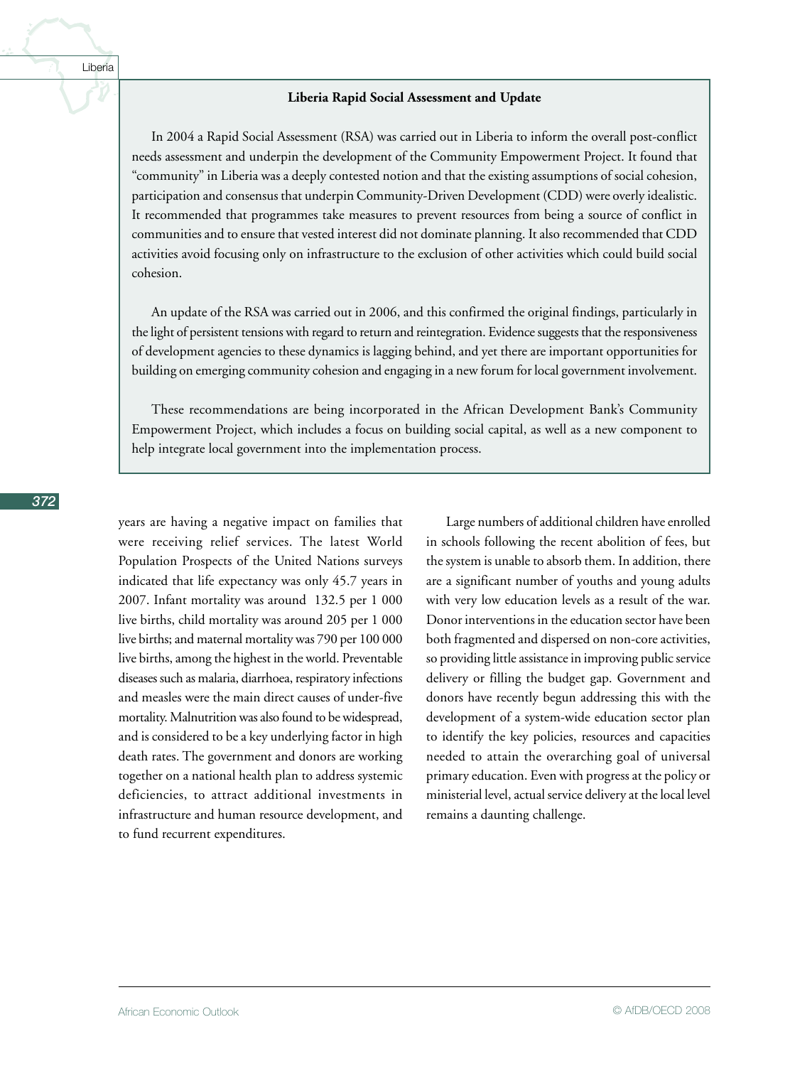**Liberia Rapid Social Assessment and Update**

In 2004 a Rapid Social Assessment (RSA) was carried out in Liberia to inform the overall post-conflict needs assessment and underpin the development of the Community Empowerment Project. It found that "community" in Liberia was a deeply contested notion and that the existing assumptions of social cohesion, participation and consensus that underpin Community-Driven Development (CDD) were overly idealistic. It recommended that programmes take measures to prevent resources from being a source of conflict in communities and to ensure that vested interest did not dominate planning. It also recommended that CDD activities avoid focusing only on infrastructure to the exclusion of other activities which could build social cohesion.

An update of the RSA was carried out in 2006, and this confirmed the original findings, particularly in the light of persistent tensions with regard to return and reintegration. Evidence suggests that the responsiveness of development agencies to these dynamics is lagging behind, and yet there are important opportunities for building on emerging community cohesion and engaging in a new forum for local government involvement.

These recommendations are being incorporated in the African Development Bank's Community Empowerment Project, which includes a focus on building social capital, as well as a new component to help integrate local government into the implementation process.

years are having a negative impact on families that were receiving relief services. The latest World Population Prospects of the United Nations surveys indicated that life expectancy was only 45.7 years in 2007. Infant mortality was around 132.5 per 1 000 live births, child mortality was around 205 per 1 000 live births; and maternal mortality was 790 per 100 000 live births, among the highest in the world. Preventable diseases such as malaria, diarrhoea, respiratory infections and measles were the main direct causes of under-five mortality. Malnutrition was also found to be widespread, and is considered to be a key underlying factor in high death rates. The government and donors are working together on a national health plan to address systemic deficiencies, to attract additional investments in infrastructure and human resource development, and to fund recurrent expenditures.

Large numbers of additional children have enrolled in schools following the recent abolition of fees, but the system is unable to absorb them. In addition, there are a significant number of youths and young adults with very low education levels as a result of the war. Donor interventions in the education sector have been both fragmented and dispersed on non-core activities, so providing little assistance in improving public service delivery or filling the budget gap. Government and donors have recently begun addressing this with the development of a system-wide education sector plan to identify the key policies, resources and capacities needed to attain the overarching goal of universal primary education. Even with progress at the policy or ministerial level, actual service delivery at the local level remains a daunting challenge.